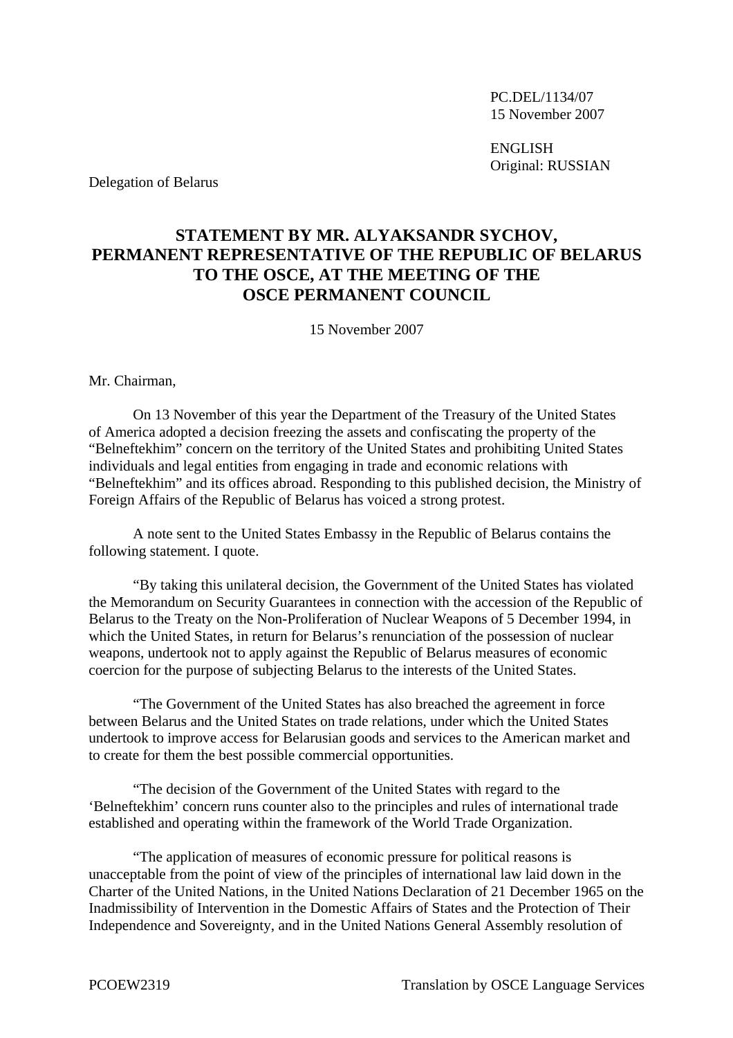PC.DEL/1134/07
15 November 2007

ENGLISH
Original: RUSSIAN

Delegation of Belarus

# STATEMENT BY MR. ALYAKSANDR SYCHOV, PERMANENT REPRESENTATIVE OF THE REPUBLIC OF BELARUS TO THE OSCE, AT THE MEETING OF THE OSCE PERMANENT COUNCIL

15 November 2007

Mr. Chairman,

On 13 November of this year the Department of the Treasury of the United States of America adopted a decision freezing the assets and confiscating the property of the "Belneftekhim" concern on the territory of the United States and prohibiting United States individuals and legal entities from engaging in trade and economic relations with "Belneftekhim" and its offices abroad. Responding to this published decision, the Ministry of Foreign Affairs of the Republic of Belarus has voiced a strong protest.

A note sent to the United States Embassy in the Republic of Belarus contains the following statement. I quote.

"By taking this unilateral decision, the Government of the United States has violated the Memorandum on Security Guarantees in connection with the accession of the Republic of Belarus to the Treaty on the Non-Proliferation of Nuclear Weapons of 5 December 1994, in which the United States, in return for Belarus's renunciation of the possession of nuclear weapons, undertook not to apply against the Republic of Belarus measures of economic coercion for the purpose of subjecting Belarus to the interests of the United States.

"The Government of the United States has also breached the agreement in force between Belarus and the United States on trade relations, under which the United States undertook to improve access for Belarusian goods and services to the American market and to create for them the best possible commercial opportunities.

"The decision of the Government of the United States with regard to the 'Belneftekhim' concern runs counter also to the principles and rules of international trade established and operating within the framework of the World Trade Organization.

"The application of measures of economic pressure for political reasons is unacceptable from the point of view of the principles of international law laid down in the Charter of the United Nations, in the United Nations Declaration of 21 December 1965 on the Inadmissibility of Intervention in the Domestic Affairs of States and the Protection of Their Independence and Sovereignty, and in the United Nations General Assembly resolution of

PCOEW2319 Translation by OSCE Language Services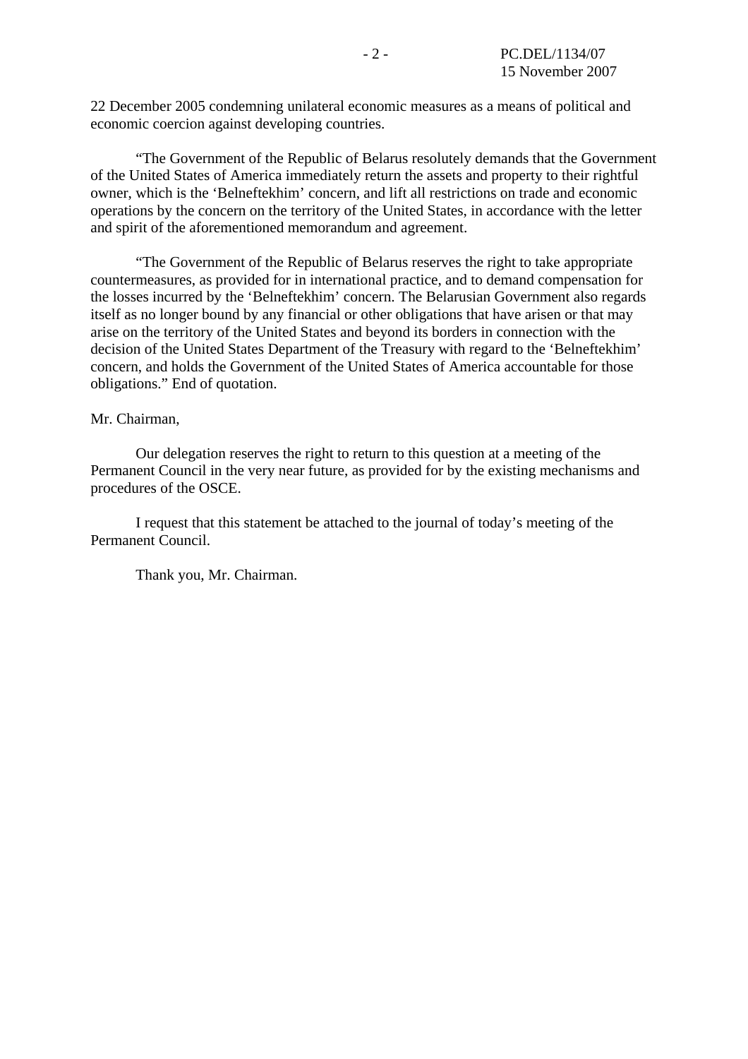22 December 2005 condemning unilateral economic measures as a means of political and economic coercion against developing countries.

"The Government of the Republic of Belarus resolutely demands that the Government of the United States of America immediately return the assets and property to their rightful owner, which is the 'Belneftekhim' concern, and lift all restrictions on trade and economic operations by the concern on the territory of the United States, in accordance with the letter and spirit of the aforementioned memorandum and agreement.

"The Government of the Republic of Belarus reserves the right to take appropriate countermeasures, as provided for in international practice, and to demand compensation for the losses incurred by the 'Belneftekhim' concern. The Belarusian Government also regards itself as no longer bound by any financial or other obligations that have arisen or that may arise on the territory of the United States and beyond its borders in connection with the decision of the United States Department of the Treasury with regard to the 'Belneftekhim' concern, and holds the Government of the United States of America accountable for those obligations." End of quotation.

Mr. Chairman,

Our delegation reserves the right to return to this question at a meeting of the Permanent Council in the very near future, as provided for by the existing mechanisms and procedures of the OSCE.

I request that this statement be attached to the journal of today's meeting of the Permanent Council.

Thank you, Mr. Chairman.